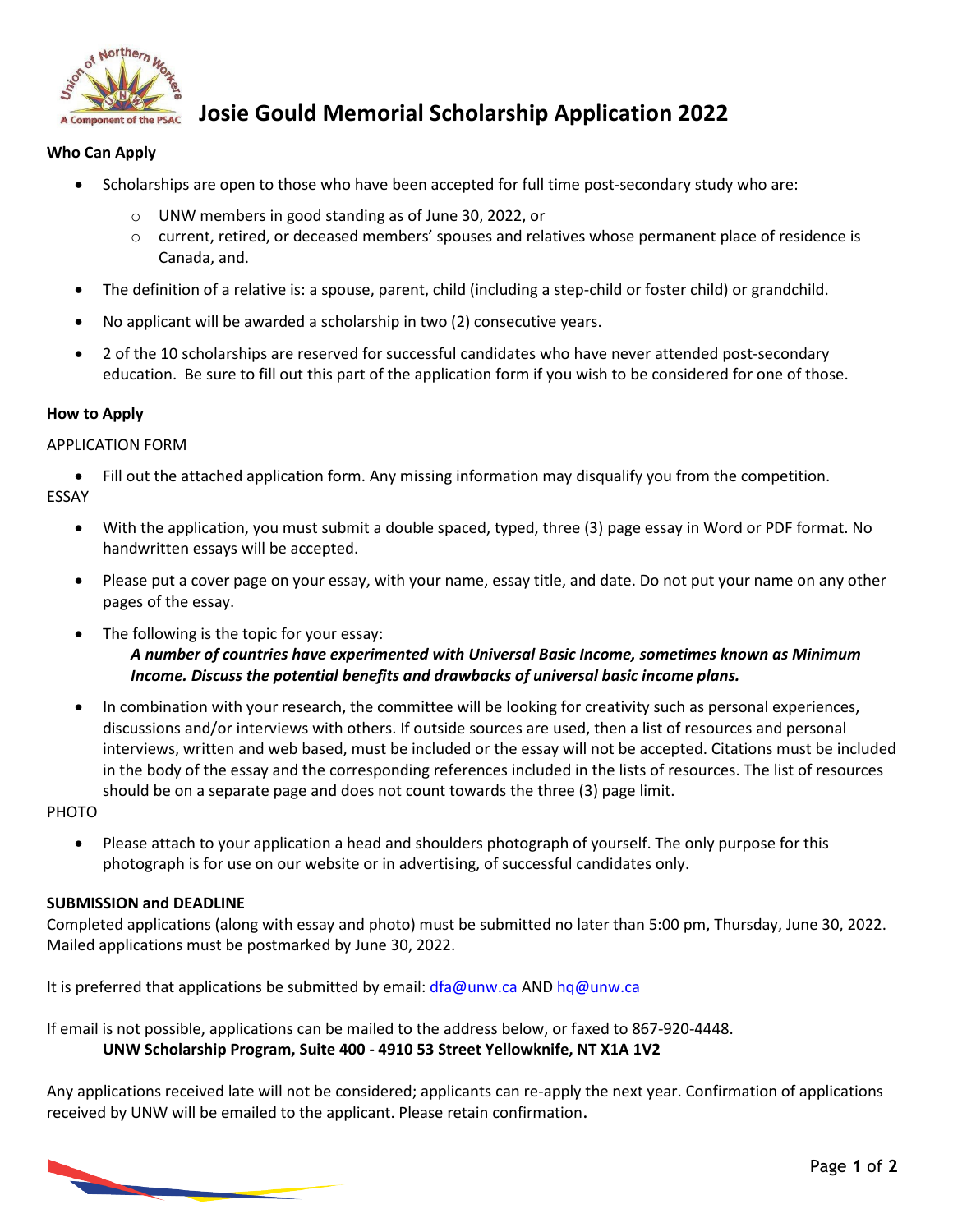# Josie Gould Memorial Scholarship Application 2022

**Who Can Apply**

- Scholarships are open to those who have been accepted for full time post-secondary study who are:
  - UNW members in good standing as of June 30, 2022, or
  - current, retired, or deceased members' spouses and relatives whose permanent place of residence is Canada, and.
- The definition of a relative is: a spouse, parent, child (including a step-child or foster child) or grandchild.
- No applicant will be awarded a scholarship in two (2) consecutive years.
- 2 of the 10 scholarships are reserved for successful candidates who have never attended post-secondary education. Be sure to fill out this part of the application form if you wish to be considered for one of those.

**How to Apply**

APPLICATION FORM

- Fill out the attached application form. Any missing information may disqualify you from the competition.

ESSAY

- With the application, you must submit a double spaced, typed, three (3) page essay in Word or PDF format. No handwritten essays will be accepted.
- Please put a cover page on your essay, with your name, essay title, and date. Do not put your name on any other pages of the essay.
- The following is the topic for your essay:
  ***A number of countries have experimented with Universal Basic Income, sometimes known as Minimum Income. Discuss the potential benefits and drawbacks of universal basic income plans.***
- In combination with your research, the committee will be looking for creativity such as personal experiences, discussions and/or interviews with others. If outside sources are used, then a list of resources and personal interviews, written and web based, must be included or the essay will not be accepted. Citations must be included in the body of the essay and the corresponding references included in the lists of resources. The list of resources should be on a separate page and does not count towards the three (3) page limit.

PHOTO

- Please attach to your application a head and shoulders photograph of yourself. The only purpose for this photograph is for use on our website or in advertising, of successful candidates only.

**SUBMISSION and DEADLINE**

Completed applications (along with essay and photo) must be submitted no later than 5:00 pm, Thursday, June 30, 2022. Mailed applications must be postmarked by June 30, 2022.

It is preferred that applications be submitted by email: dfa@unw.ca AND hq@unw.ca

If email is not possible, applications can be mailed to the address below, or faxed to 867-920-4448.

**UNW Scholarship Program, Suite 400 - 4910 53 Street Yellowknife, NT X1A 1V2**

Any applications received late will not be considered; applicants can re-apply the next year. Confirmation of applications received by UNW will be emailed to the applicant. Please retain confirmation.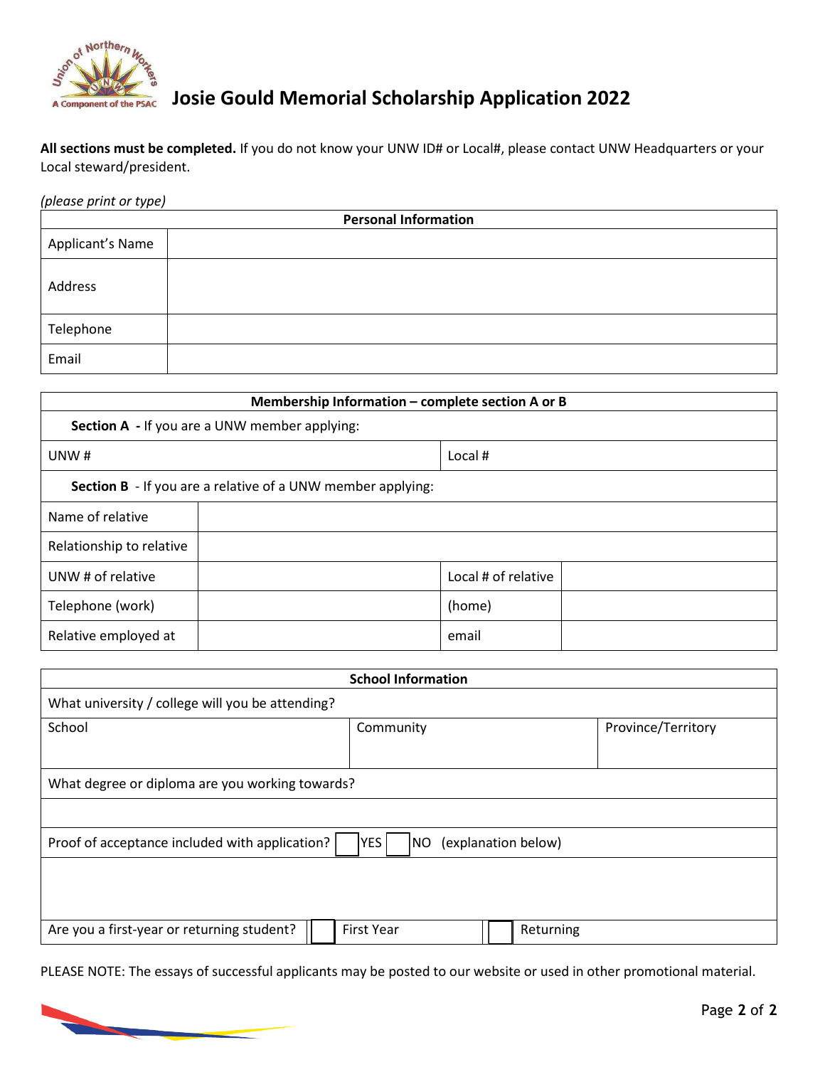# Josie Gould Memorial Scholarship Application 2022

**All sections must be completed.** If you do not know your UNW ID# or Local#, please contact UNW Headquarters or your Local steward/president.

*(please print or type)*

| Personal Information | |
|---|---|
| Applicant's Name | |
| Address | |
| Telephone | |
| Email | |

| Membership Information – complete section A or B | | | |
|---|---|---|---|
| **Section A** - If you are a UNW member applying: | | | |
| UNW # | | Local # | |
| **Section B** - If you are a relative of a UNW member applying: | | | |
| Name of relative | | | |
| Relationship to relative | | | |
| UNW # of relative | | Local # of relative | |
| Telephone (work) | | (home) | |
| Relative employed at | | email | |

| School Information | | |
|---|---|---|
| What university / college will you be attending? | | |
| School | Community | Province/Territory |
| What degree or diploma are you working towards? | | |
| | | |
| Proof of acceptance included with application? ☐ YES ☐ NO (explanation below) | | |
| | | |
| Are you a first-year or returning student? | ☐ First Year | ☐ Returning |

PLEASE NOTE: The essays of successful applicants may be posted to our website or used in other promotional material.